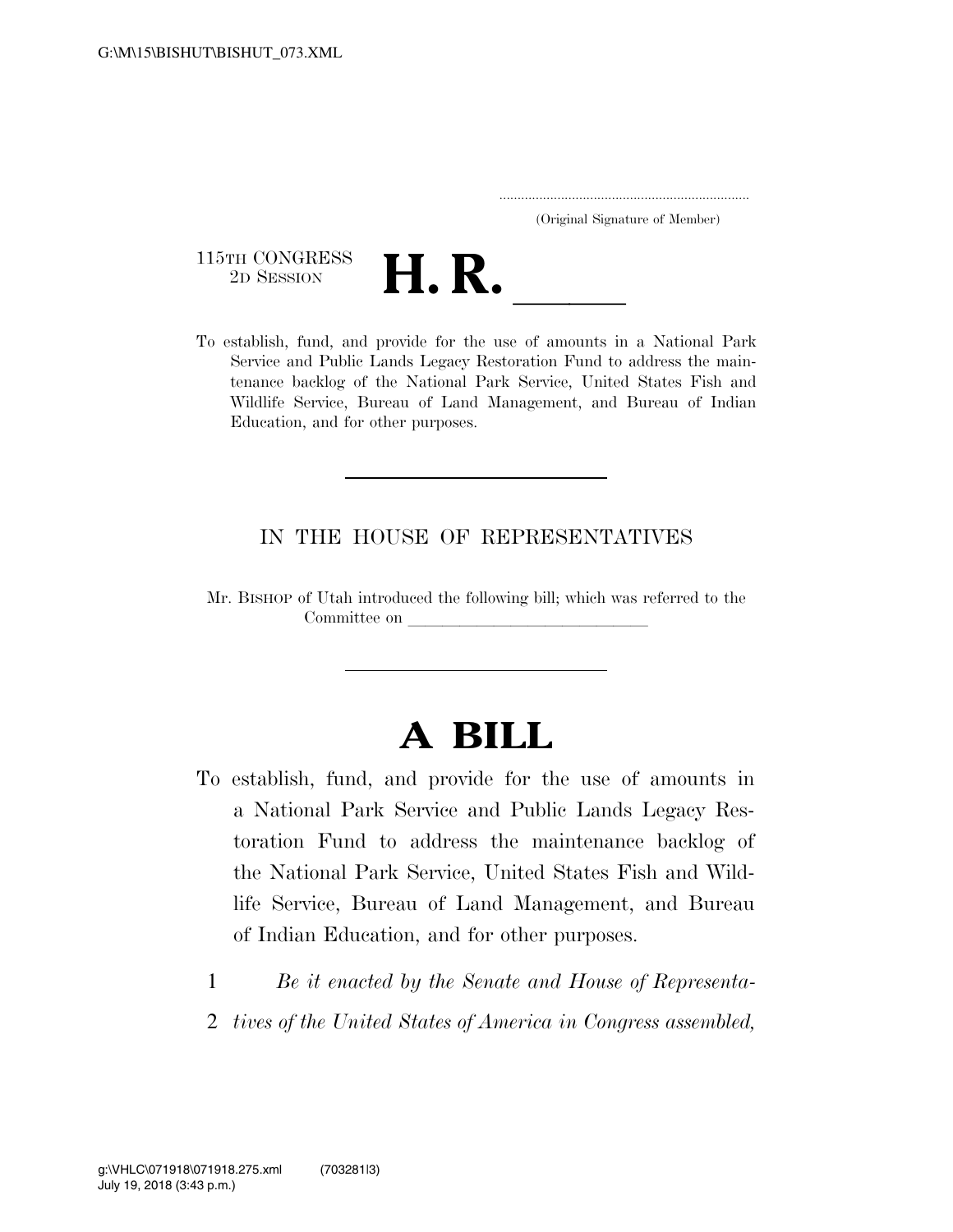G:\M\15\BISHUT\BISHUT_073.XML

.....................................................................
(Original Signature of Member)

115TH CONGRESS
2D SESSION

# H. R. \_\_\_\_\_\_

To establish, fund, and provide for the use of amounts in a National Park Service and Public Lands Legacy Restoration Fund to address the maintenance backlog of the National Park Service, United States Fish and Wildlife Service, Bureau of Land Management, and Bureau of Indian Education, and for other purposes.

---

IN THE HOUSE OF REPRESENTATIVES

Mr. BISHOP of Utah introduced the following bill; which was referred to the Committee on \_\_\_\_\_\_\_\_\_\_\_\_\_\_\_\_\_\_\_\_\_\_\_\_\_\_\_\_\_\_

---

# A BILL

To establish, fund, and provide for the use of amounts in a National Park Service and Public Lands Legacy Restoration Fund to address the maintenance backlog of the National Park Service, United States Fish and Wildlife Service, Bureau of Land Management, and Bureau of Indian Education, and for other purposes.

1 *Be it enacted by the Senate and House of Representa-*
2 *tives of the United States of America in Congress assembled,*

g:\VHLC\071918\071918.275.xml (703281|3)
July 19, 2018 (3:43 p.m.)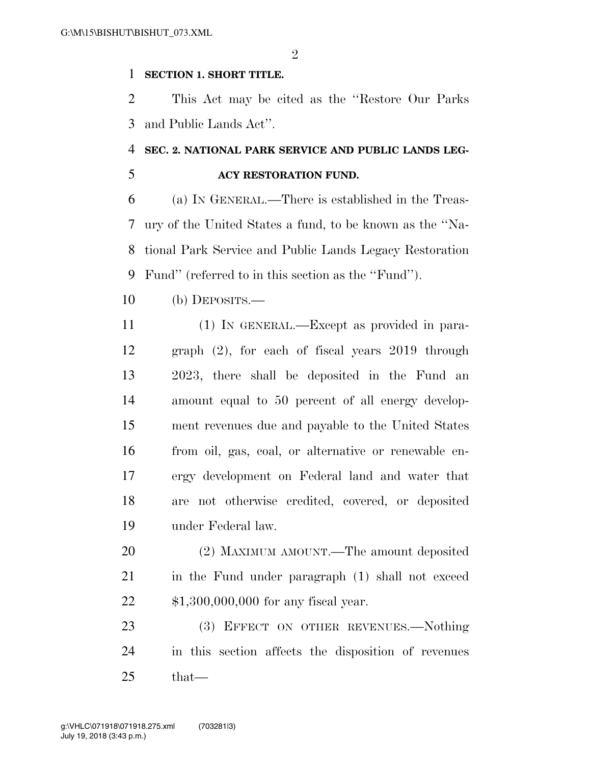**SECTION 1. SHORT TITLE.**

This Act may be cited as the ''Restore Our Parks and Public Lands Act''.

**SEC. 2. NATIONAL PARK SERVICE AND PUBLIC LANDS LEGACY RESTORATION FUND.**

(a) IN GENERAL.—There is established in the Treasury of the United States a fund, to be known as the ''National Park Service and Public Lands Legacy Restoration Fund'' (referred to in this section as the ''Fund'').

(b) DEPOSITS.—

(1) IN GENERAL.—Except as provided in paragraph (2), for each of fiscal years 2019 through 2023, there shall be deposited in the Fund an amount equal to 50 percent of all energy development revenues due and payable to the United States from oil, gas, coal, or alternative or renewable energy development on Federal land and water that are not otherwise credited, covered, or deposited under Federal law.

(2) MAXIMUM AMOUNT.—The amount deposited in the Fund under paragraph (1) shall not exceed $1,300,000,000 for any fiscal year.

(3) EFFECT ON OTHER REVENUES.—Nothing in this section affects the disposition of revenues that—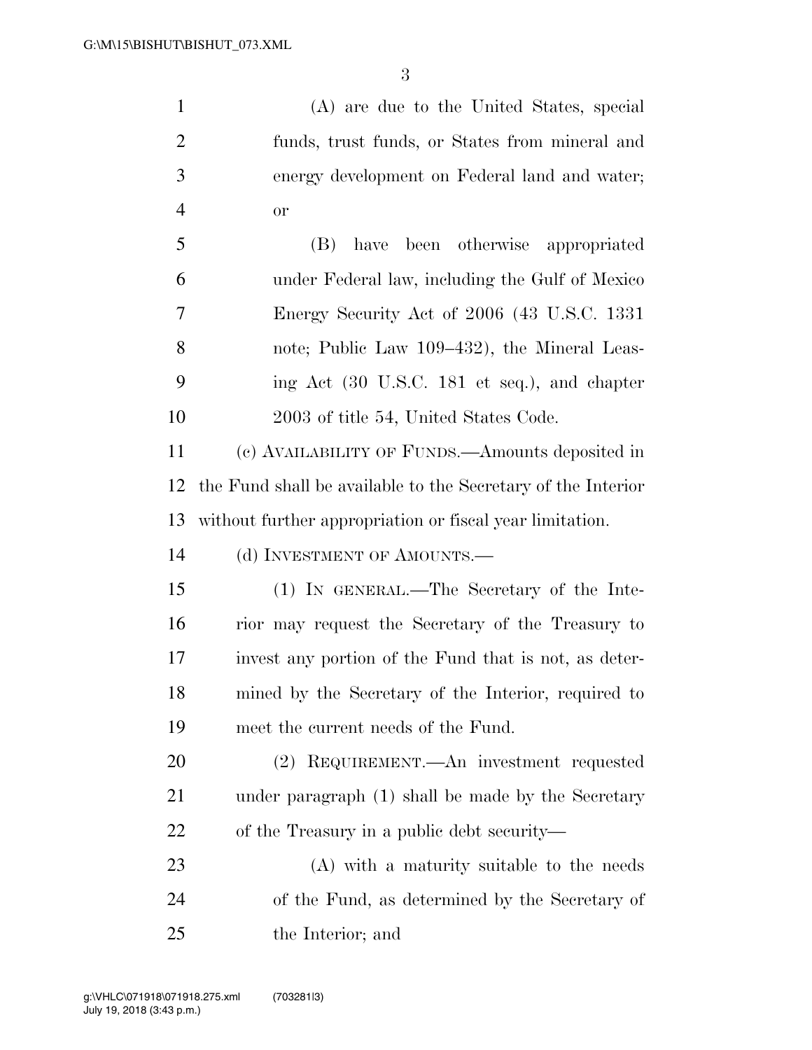(A) are due to the United States, special funds, trust funds, or States from mineral and energy development on Federal land and water; or

(B) have been otherwise appropriated under Federal law, including the Gulf of Mexico Energy Security Act of 2006 (43 U.S.C. 1331 note; Public Law 109–432), the Mineral Leasing Act (30 U.S.C. 181 et seq.), and chapter 2003 of title 54, United States Code.

(c) AVAILABILITY OF FUNDS.—Amounts deposited in the Fund shall be available to the Secretary of the Interior without further appropriation or fiscal year limitation.

(d) INVESTMENT OF AMOUNTS.—

(1) IN GENERAL.—The Secretary of the Interior may request the Secretary of the Treasury to invest any portion of the Fund that is not, as determined by the Secretary of the Interior, required to meet the current needs of the Fund.

(2) REQUIREMENT.—An investment requested under paragraph (1) shall be made by the Secretary of the Treasury in a public debt security—

(A) with a maturity suitable to the needs of the Fund, as determined by the Secretary of the Interior; and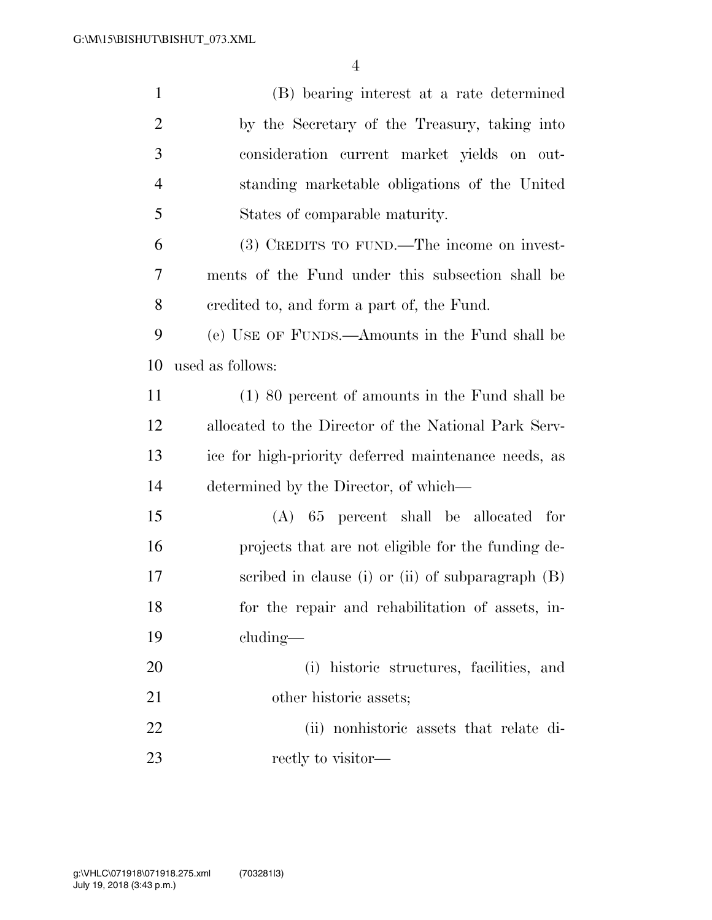(B) bearing interest at a rate determined by the Secretary of the Treasury, taking into consideration current market yields on outstanding marketable obligations of the United States of comparable maturity.

(3) CREDITS TO FUND.—The income on investments of the Fund under this subsection shall be credited to, and form a part of, the Fund.

(e) USE OF FUNDS.—Amounts in the Fund shall be used as follows:

(1) 80 percent of amounts in the Fund shall be allocated to the Director of the National Park Service for high-priority deferred maintenance needs, as determined by the Director, of which—

(A) 65 percent shall be allocated for projects that are not eligible for the funding described in clause (i) or (ii) of subparagraph (B) for the repair and rehabilitation of assets, including—

(i) historic structures, facilities, and other historic assets;

(ii) nonhistoric assets that relate directly to visitor—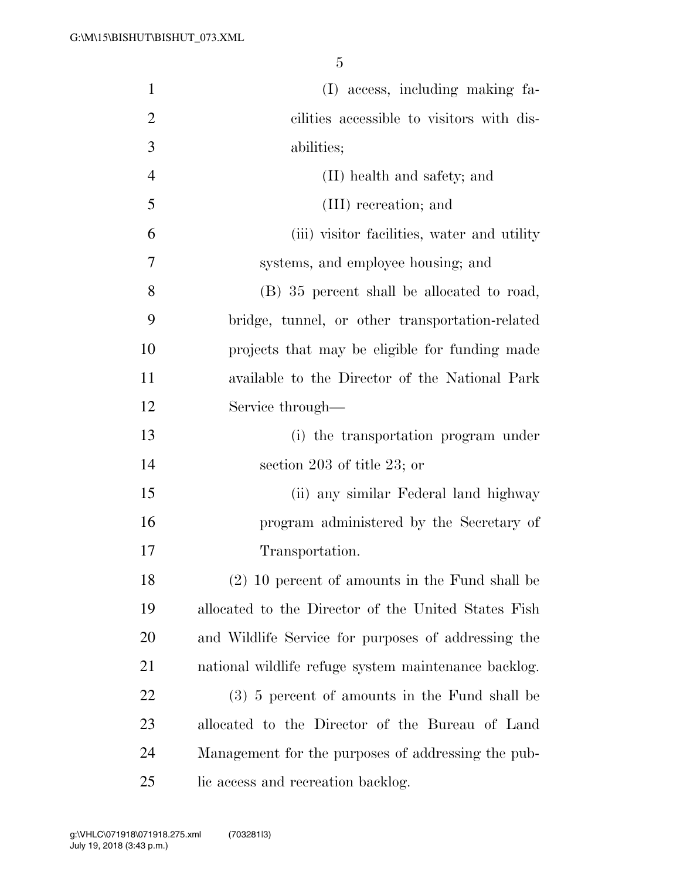(I) access, including making facilities accessible to visitors with disabilities;

(II) health and safety; and

(III) recreation; and

(iii) visitor facilities, water and utility systems, and employee housing; and

(B) 35 percent shall be allocated to road, bridge, tunnel, or other transportation-related projects that may be eligible for funding made available to the Director of the National Park Service through—

(i) the transportation program under section 203 of title 23; or

(ii) any similar Federal land highway program administered by the Secretary of Transportation.

(2) 10 percent of amounts in the Fund shall be allocated to the Director of the United States Fish and Wildlife Service for purposes of addressing the national wildlife refuge system maintenance backlog.

(3) 5 percent of amounts in the Fund shall be allocated to the Director of the Bureau of Land Management for the purposes of addressing the public access and recreation backlog.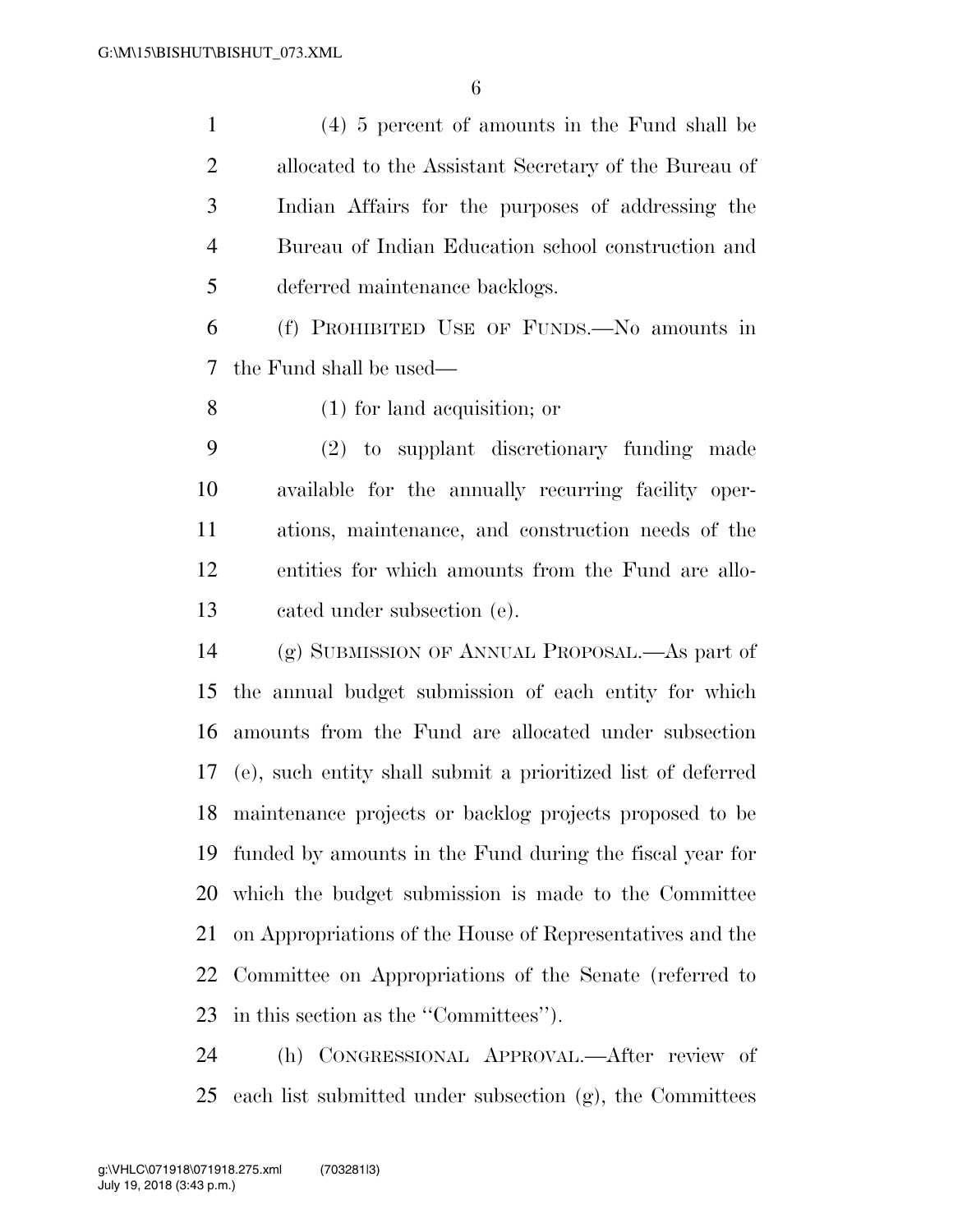(4) 5 percent of amounts in the Fund shall be allocated to the Assistant Secretary of the Bureau of Indian Affairs for the purposes of addressing the Bureau of Indian Education school construction and deferred maintenance backlogs.

(f) PROHIBITED USE OF FUNDS.—No amounts in the Fund shall be used—

(1) for land acquisition; or

(2) to supplant discretionary funding made available for the annually recurring facility operations, maintenance, and construction needs of the entities for which amounts from the Fund are allocated under subsection (e).

(g) SUBMISSION OF ANNUAL PROPOSAL.—As part of the annual budget submission of each entity for which amounts from the Fund are allocated under subsection (e), such entity shall submit a prioritized list of deferred maintenance projects or backlog projects proposed to be funded by amounts in the Fund during the fiscal year for which the budget submission is made to the Committee on Appropriations of the House of Representatives and the Committee on Appropriations of the Senate (referred to in this section as the ''Committees'').

(h) CONGRESSIONAL APPROVAL.—After review of each list submitted under subsection (g), the Committees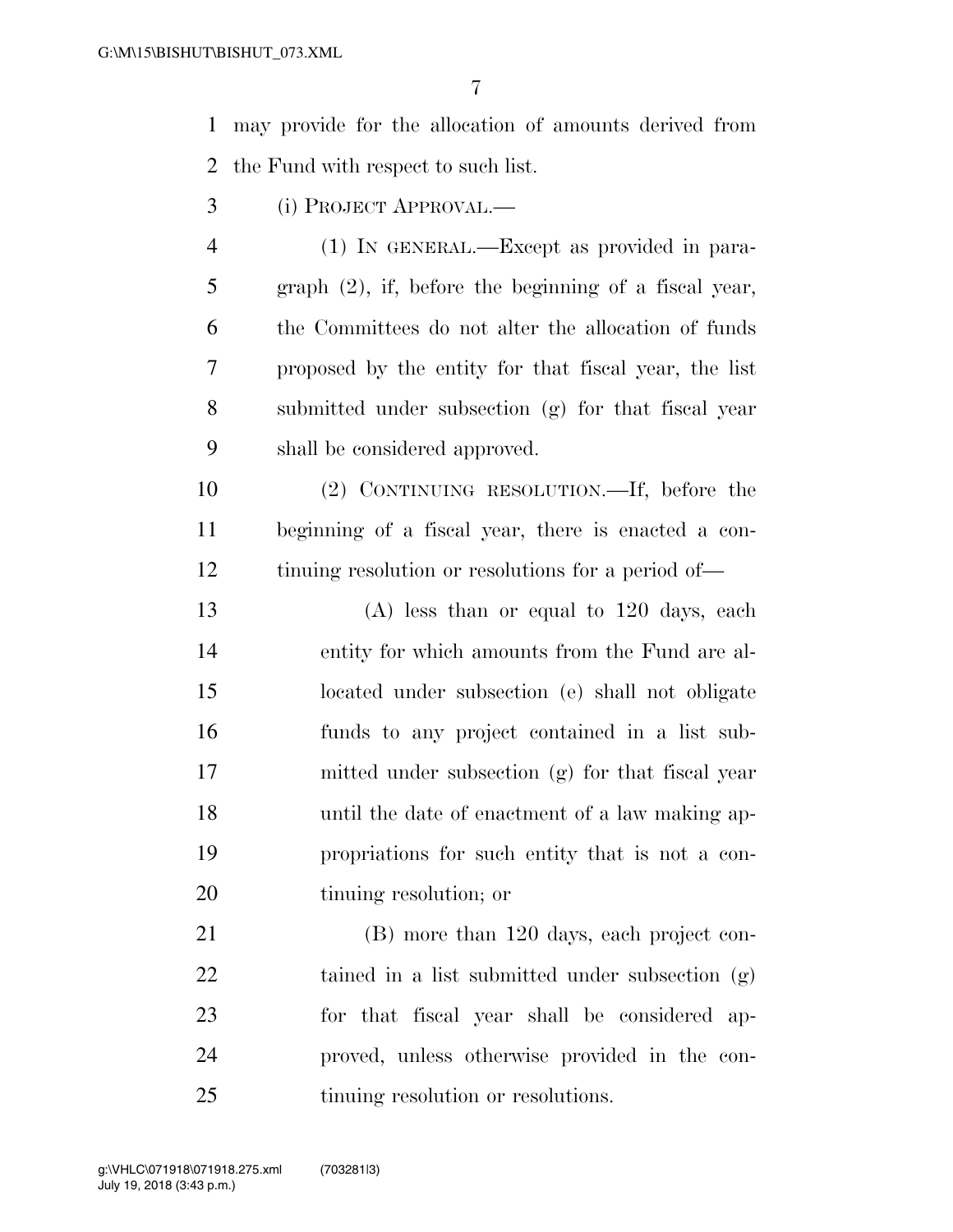may provide for the allocation of amounts derived from the Fund with respect to such list.

(i) PROJECT APPROVAL.—

(1) IN GENERAL.—Except as provided in paragraph (2), if, before the beginning of a fiscal year, the Committees do not alter the allocation of funds proposed by the entity for that fiscal year, the list submitted under subsection (g) for that fiscal year shall be considered approved.

(2) CONTINUING RESOLUTION.—If, before the beginning of a fiscal year, there is enacted a continuing resolution or resolutions for a period of—

(A) less than or equal to 120 days, each entity for which amounts from the Fund are allocated under subsection (e) shall not obligate funds to any project contained in a list submitted under subsection (g) for that fiscal year until the date of enactment of a law making appropriations for such entity that is not a continuing resolution; or

(B) more than 120 days, each project contained in a list submitted under subsection (g) for that fiscal year shall be considered approved, unless otherwise provided in the continuing resolution or resolutions.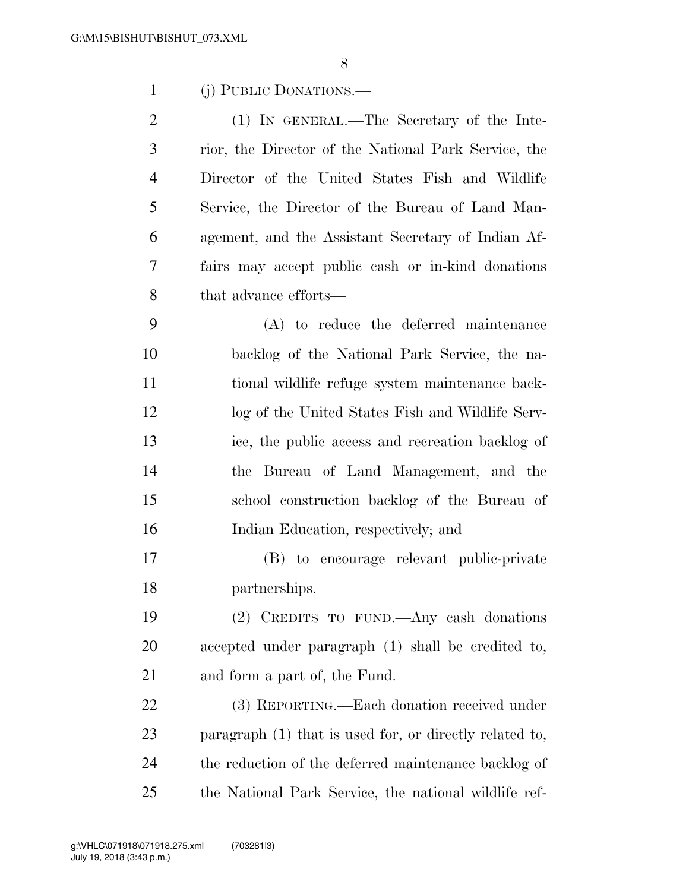(j) PUBLIC DONATIONS.—

(1) IN GENERAL.—The Secretary of the Interior, the Director of the National Park Service, the Director of the United States Fish and Wildlife Service, the Director of the Bureau of Land Management, and the Assistant Secretary of Indian Affairs may accept public cash or in-kind donations that advance efforts—

(A) to reduce the deferred maintenance backlog of the National Park Service, the national wildlife refuge system maintenance backlog of the United States Fish and Wildlife Service, the public access and recreation backlog of the Bureau of Land Management, and the school construction backlog of the Bureau of Indian Education, respectively; and

(B) to encourage relevant public-private partnerships.

(2) CREDITS TO FUND.—Any cash donations accepted under paragraph (1) shall be credited to, and form a part of, the Fund.

(3) REPORTING.—Each donation received under paragraph (1) that is used for, or directly related to, the reduction of the deferred maintenance backlog of the National Park Service, the national wildlife ref-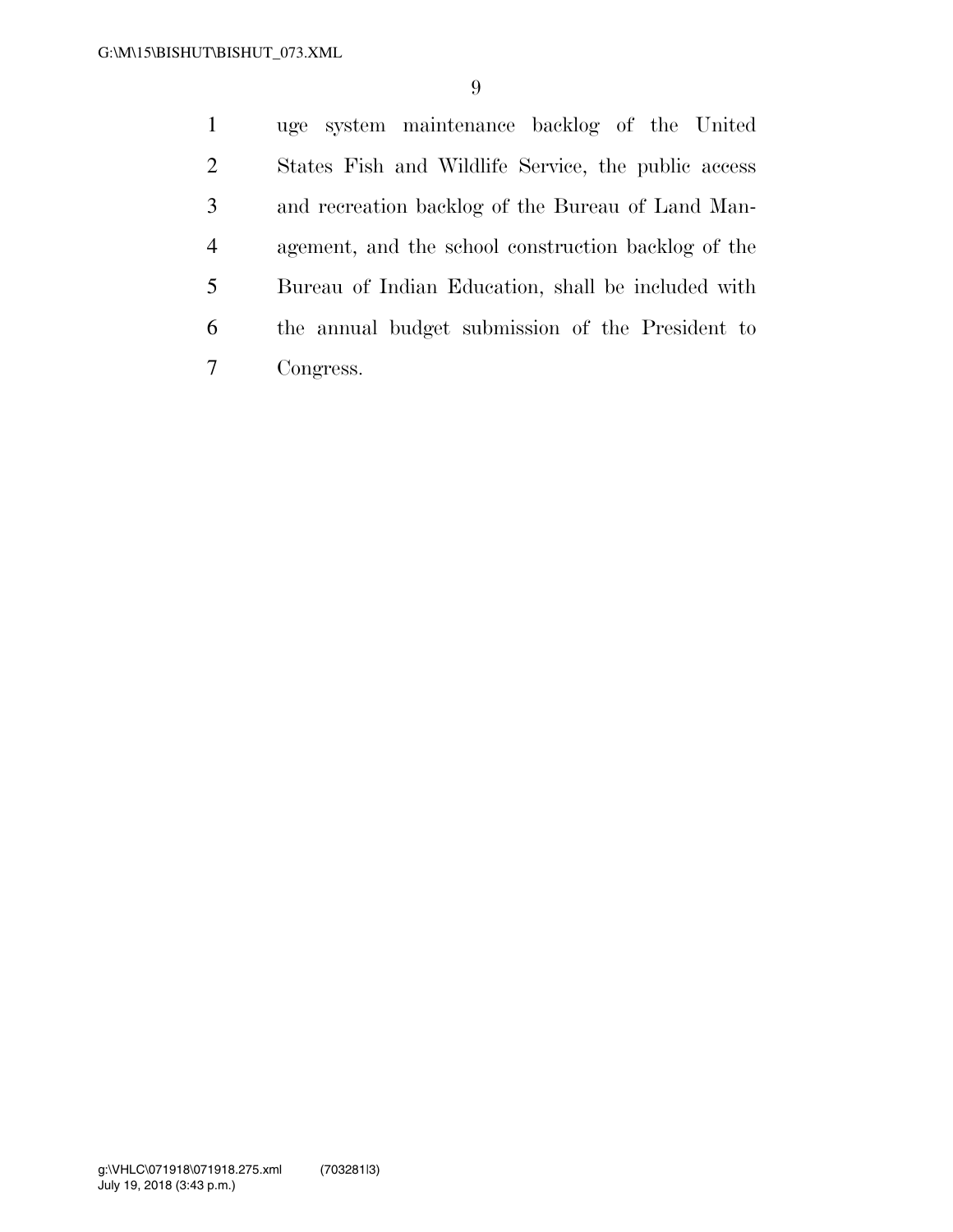uge system maintenance backlog of the United States Fish and Wildlife Service, the public access and recreation backlog of the Bureau of Land Management, and the school construction backlog of the Bureau of Indian Education, shall be included with the annual budget submission of the President to Congress.